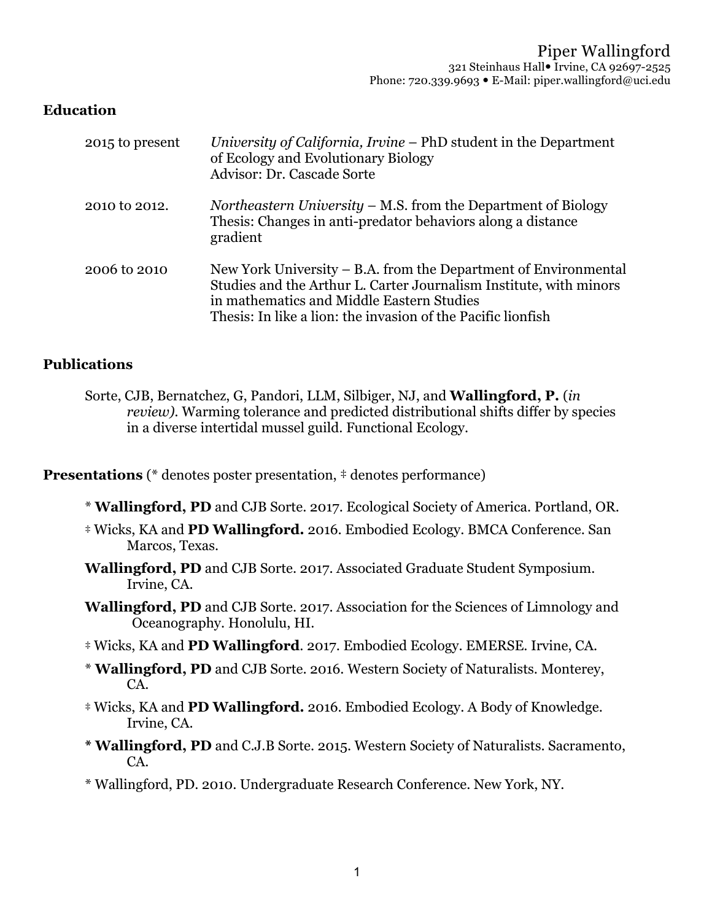# Piper Wallingford

321 Steinhaus Hall• Irvine, CA 92697-2525
Phone: 720.339.9693 • E-Mail: piper.wallingford@uci.edu

## Education

2015 to present — *University of California, Irvine* – PhD student in the Department of Ecology and Evolutionary Biology
Advisor: Dr. Cascade Sorte

2010 to 2012. — *Northeastern University* – M.S. from the Department of Biology
Thesis: Changes in anti-predator behaviors along a distance gradient

2006 to 2010 — New York University – B.A. from the Department of Environmental Studies and the Arthur L. Carter Journalism Institute, with minors in mathematics and Middle Eastern Studies
Thesis: In like a lion: the invasion of the Pacific lionfish

## Publications

Sorte, CJB, Bernatchez, G, Pandori, LLM, Silbiger, NJ, and **Wallingford, P.** (*in review)*. Warming tolerance and predicted distributional shifts differ by species in a diverse intertidal mussel guild. Functional Ecology.

## Presentations (* denotes poster presentation, ‡ denotes performance)

* **Wallingford, PD** and CJB Sorte. 2017. Ecological Society of America. Portland, OR.

‡ Wicks, KA and **PD Wallingford.** 2016. Embodied Ecology. BMCA Conference. San Marcos, Texas.

**Wallingford, PD** and CJB Sorte. 2017. Associated Graduate Student Symposium. Irvine, CA.

**Wallingford, PD** and CJB Sorte. 2017. Association for the Sciences of Limnology and Oceanography. Honolulu, HI.

‡ Wicks, KA and **PD Wallingford**. 2017. Embodied Ecology. EMERSE. Irvine, CA.

* **Wallingford, PD** and CJB Sorte. 2016. Western Society of Naturalists. Monterey, CA.

‡ Wicks, KA and **PD Wallingford.** 2016. Embodied Ecology. A Body of Knowledge. Irvine, CA.

**\* Wallingford, PD** and C.J.B Sorte. 2015. Western Society of Naturalists. Sacramento, CA.

* Wallingford, PD. 2010. Undergraduate Research Conference. New York, NY.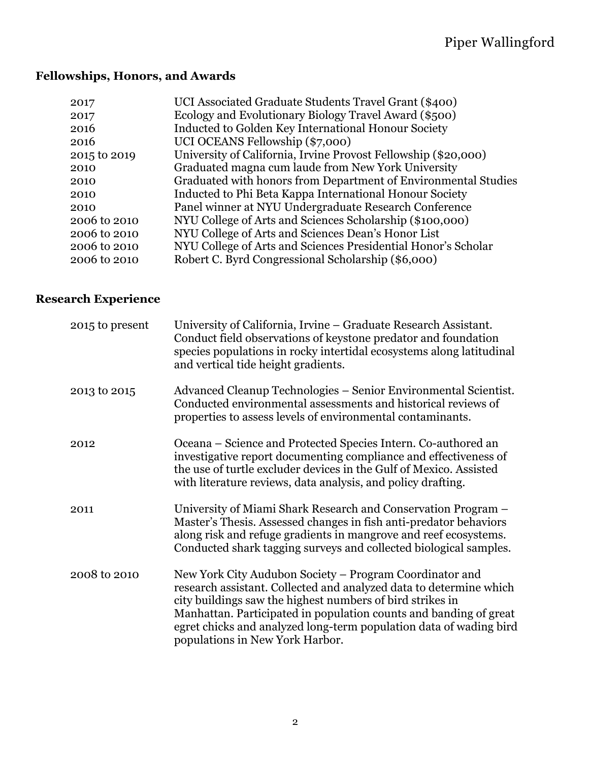## Fellowships, Honors, and Awards

| | |
|---|---|
| 2017 | UCI Associated Graduate Students Travel Grant ($400) |
| 2017 | Ecology and Evolutionary Biology Travel Award ($500) |
| 2016 | Inducted to Golden Key International Honour Society |
| 2016 | UCI OCEANS Fellowship ($7,000) |
| 2015 to 2019 | University of California, Irvine Provost Fellowship ($20,000) |
| 2010 | Graduated magna cum laude from New York University |
| 2010 | Graduated with honors from Department of Environmental Studies |
| 2010 | Inducted to Phi Beta Kappa International Honour Society |
| 2010 | Panel winner at NYU Undergraduate Research Conference |
| 2006 to 2010 | NYU College of Arts and Sciences Scholarship ($100,000) |
| 2006 to 2010 | NYU College of Arts and Sciences Dean's Honor List |
| 2006 to 2010 | NYU College of Arts and Sciences Presidential Honor's Scholar |
| 2006 to 2010 | Robert C. Byrd Congressional Scholarship ($6,000) |

## Research Experience

| | |
|---|---|
| 2015 to present | University of California, Irvine – Graduate Research Assistant. Conduct field observations of keystone predator and foundation species populations in rocky intertidal ecosystems along latitudinal and vertical tide height gradients. |
| 2013 to 2015 | Advanced Cleanup Technologies – Senior Environmental Scientist. Conducted environmental assessments and historical reviews of properties to assess levels of environmental contaminants. |
| 2012 | Oceana – Science and Protected Species Intern. Co-authored an investigative report documenting compliance and effectiveness of the use of turtle excluder devices in the Gulf of Mexico. Assisted with literature reviews, data analysis, and policy drafting. |
| 2011 | University of Miami Shark Research and Conservation Program – Master's Thesis. Assessed changes in fish anti-predator behaviors along risk and refuge gradients in mangrove and reef ecosystems. Conducted shark tagging surveys and collected biological samples. |
| 2008 to 2010 | New York City Audubon Society – Program Coordinator and research assistant. Collected and analyzed data to determine which city buildings saw the highest numbers of bird strikes in Manhattan. Participated in population counts and banding of great egret chicks and analyzed long-term population data of wading bird populations in New York Harbor. |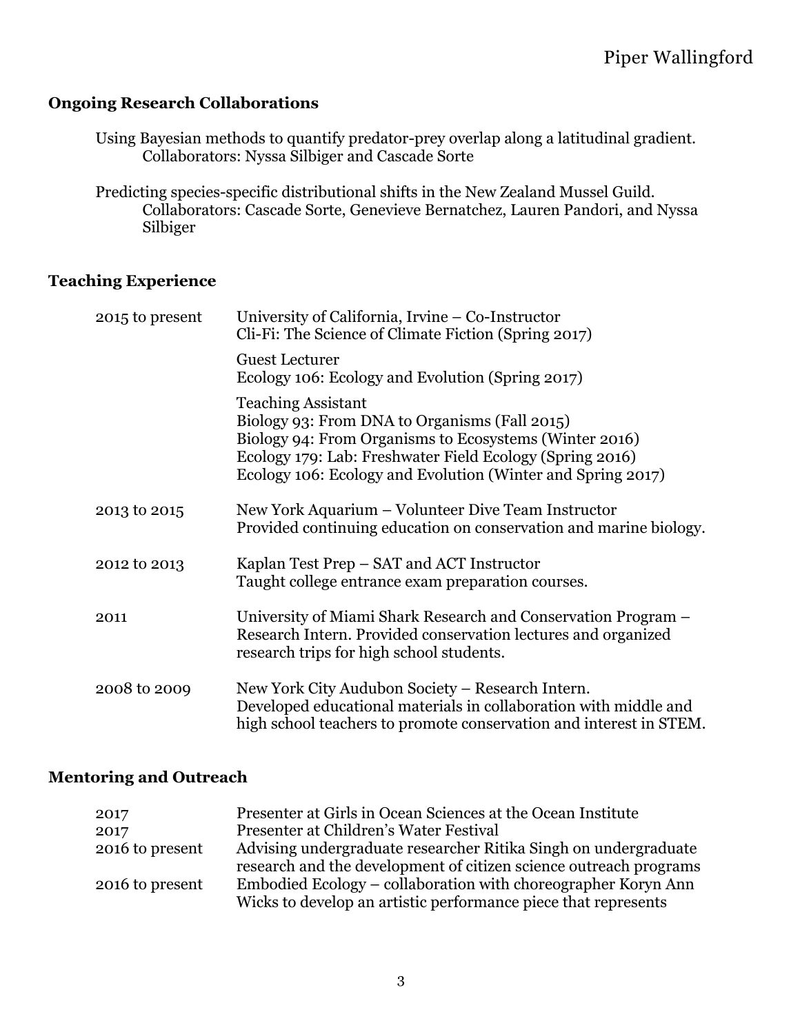## Ongoing Research Collaborations

Using Bayesian methods to quantify predator-prey overlap along a latitudinal gradient.
Collaborators: Nyssa Silbiger and Cascade Sorte

Predicting species-specific distributional shifts in the New Zealand Mussel Guild.
Collaborators: Cascade Sorte, Genevieve Bernatchez, Lauren Pandori, and Nyssa Silbiger

## Teaching Experience

**2015 to present** — University of California, Irvine – Co-Instructor
Cli-Fi: The Science of Climate Fiction (Spring 2017)

Guest Lecturer
Ecology 106: Ecology and Evolution (Spring 2017)

Teaching Assistant
Biology 93: From DNA to Organisms (Fall 2015)
Biology 94: From Organisms to Ecosystems (Winter 2016)
Ecology 179: Lab: Freshwater Field Ecology (Spring 2016)
Ecology 106: Ecology and Evolution (Winter and Spring 2017)

**2013 to 2015** — New York Aquarium – Volunteer Dive Team Instructor
Provided continuing education on conservation and marine biology.

**2012 to 2013** — Kaplan Test Prep – SAT and ACT Instructor
Taught college entrance exam preparation courses.

**2011** — University of Miami Shark Research and Conservation Program – Research Intern. Provided conservation lectures and organized research trips for high school students.

**2008 to 2009** — New York City Audubon Society – Research Intern.
Developed educational materials in collaboration with middle and high school teachers to promote conservation and interest in STEM.

## Mentoring and Outreach

| | |
|---|---|
| 2017 | Presenter at Girls in Ocean Sciences at the Ocean Institute |
| 2017 | Presenter at Children's Water Festival |
| 2016 to present | Advising undergraduate researcher Ritika Singh on undergraduate research and the development of citizen science outreach programs |
| 2016 to present | Embodied Ecology – collaboration with choreographer Koryn Ann Wicks to develop an artistic performance piece that represents |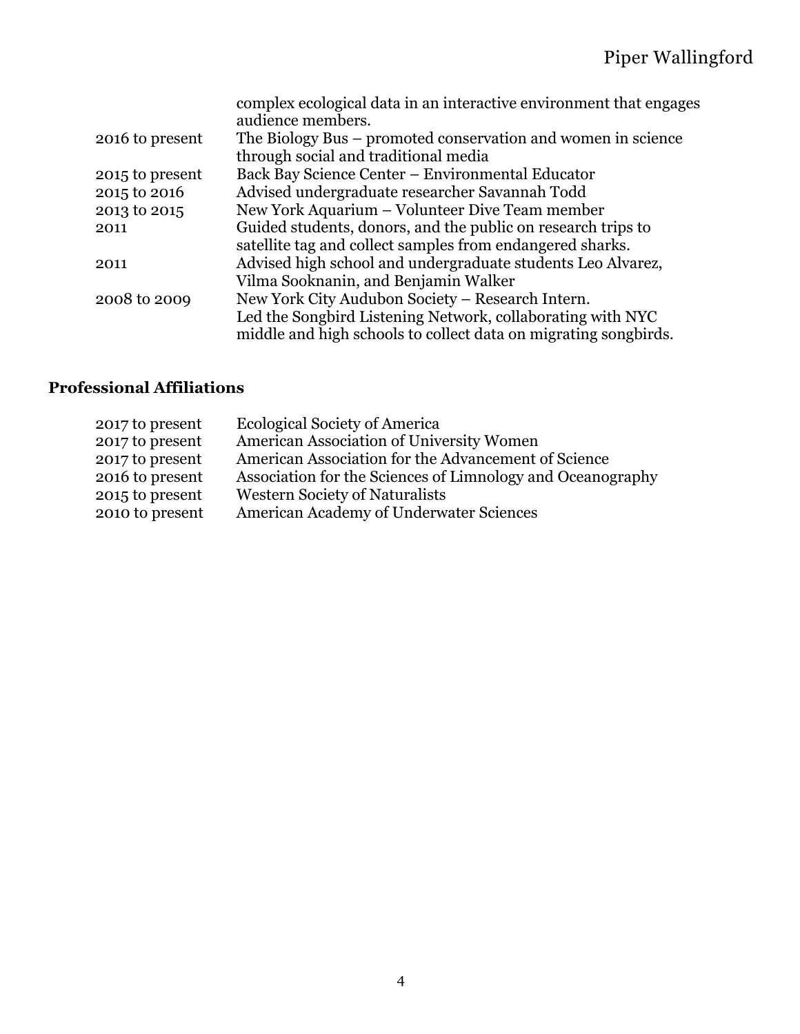| | |
|---|---|
| | complex ecological data in an interactive environment that engages audience members. |
| 2016 to present | The Biology Bus – promoted conservation and women in science through social and traditional media |
| 2015 to present | Back Bay Science Center – Environmental Educator |
| 2015 to 2016 | Advised undergraduate researcher Savannah Todd |
| 2013 to 2015 | New York Aquarium – Volunteer Dive Team member |
| 2011 | Guided students, donors, and the public on research trips to satellite tag and collect samples from endangered sharks. |
| 2011 | Advised high school and undergraduate students Leo Alvarez, Vilma Sooknanin, and Benjamin Walker |
| 2008 to 2009 | New York City Audubon Society – Research Intern. Led the Songbird Listening Network, collaborating with NYC middle and high schools to collect data on migrating songbirds. |

## Professional Affiliations

| | |
|---|---|
| 2017 to present | Ecological Society of America |
| 2017 to present | American Association of University Women |
| 2017 to present | American Association for the Advancement of Science |
| 2016 to present | Association for the Sciences of Limnology and Oceanography |
| 2015 to present | Western Society of Naturalists |
| 2010 to present | American Academy of Underwater Sciences |